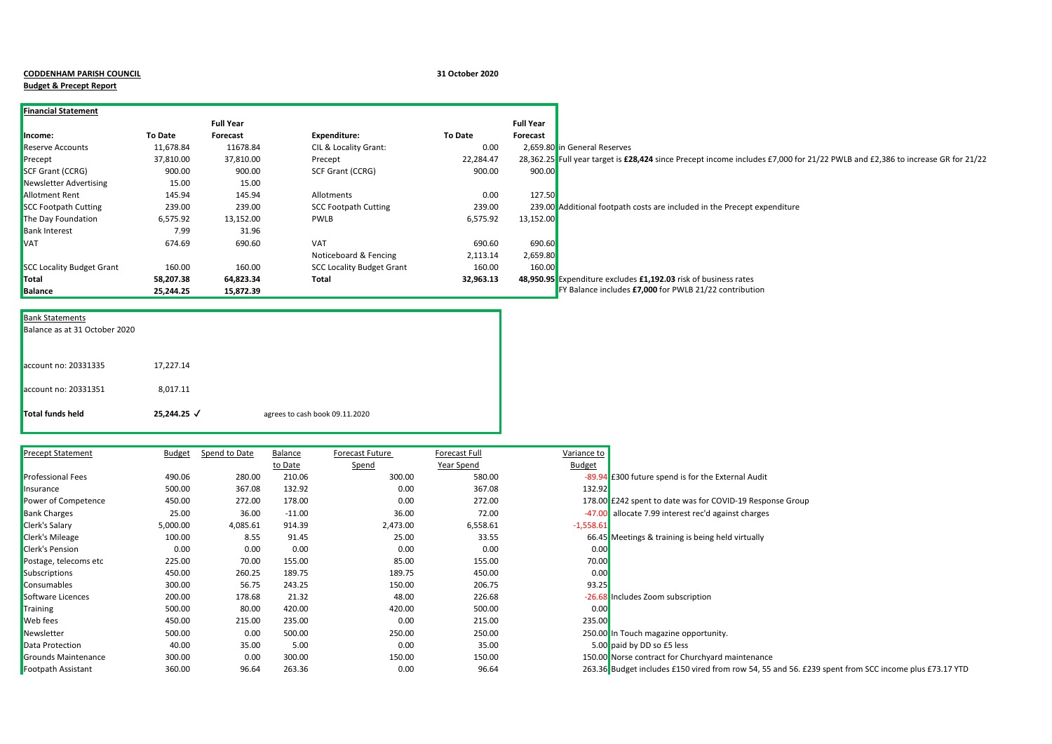**CODDENHAM PARISH COUNCIL**

**Budget & Precept Report**

**31 October 2020**

**Financial Statement**

| Income: | To Date | Full Year Forecast | Expenditure: | To Date | Full Year Forecast | |
|---|---|---|---|---|---|---|
| Reserve Accounts | 11,678.84 | 11678.84 | CIL & Locality Grant: | 0.00 | 2,659.80 | in General Reserves |
| Precept | 37,810.00 | 37,810.00 | Precept | 22,284.47 | 28,362.25 | Full year target is **£28,424** since Precept income includes £7,000 for 21/22 PWLB and £2,386 to increase GR for 21/22 |
| SCF Grant (CCRG) | 900.00 | 900.00 | SCF Grant (CCRG) | 900.00 | 900.00 | |
| Newsletter Advertising | 15.00 | 15.00 | | | | |
| Allotment Rent | 145.94 | 145.94 | Allotments | 0.00 | 127.50 | |
| SCC Footpath Cutting | 239.00 | 239.00 | SCC Footpath Cutting | 239.00 | 239.00 | Additional footpath costs are included in the Precept expenditure |
| The Day Foundation | 6,575.92 | 13,152.00 | PWLB | 6,575.92 | 13,152.00 | |
| Bank Interest | 7.99 | 31.96 | | | | |
| VAT | 674.69 | 690.60 | VAT | 690.60 | 690.60 | |
| | | | Noticeboard & Fencing | 2,113.14 | 2,659.80 | |
| SCC Locality Budget Grant | 160.00 | 160.00 | SCC Locality Budget Grant | 160.00 | 160.00 | |
| **Total** | **58,207.38** | **64,823.34** | **Total** | **32,963.13** | **48,950.95** | Expenditure excludes **£1,192.03** risk of business rates |
| **Balance** | **25,244.25** | **15,872.39** | | | | FY Balance includes **£7,000** for PWLB 21/22 contribution |

**Bank Statements**

Balance as at 31 October 2020

| | | |
|---|---|---|
| account no: 20331335 | 17,227.14 | |
| account no: 20331351 | 8,017.11 | |
| **Total funds held** | **25,244.25** ✓ | agrees to cash book 09.11.2020 |

| Precept Statement | Budget | Spend to Date | Balance to Date | Forecast Future Spend | Forecast Full Year Spend | Variance to Budget | |
|---|---|---|---|---|---|---|---|
| Professional Fees | 490.06 | 280.00 | 210.06 | 300.00 | 580.00 | -89.94 | £300 future spend is for the External Audit |
| Insurance | 500.00 | 367.08 | 132.92 | 0.00 | 367.08 | 132.92 | |
| Power of Competence | 450.00 | 272.00 | 178.00 | 0.00 | 272.00 | 178.00 | £242 spent to date was for COVID-19 Response Group |
| Bank Charges | 25.00 | 36.00 | -11.00 | 36.00 | 72.00 | -47.00 | allocate 7.99 interest rec'd against charges |
| Clerk's Salary | 5,000.00 | 4,085.61 | 914.39 | 2,473.00 | 6,558.61 | -1,558.61 | |
| Clerk's Mileage | 100.00 | 8.55 | 91.45 | 25.00 | 33.55 | 66.45 | Meetings & training is being held virtually |
| Clerk's Pension | 0.00 | 0.00 | 0.00 | 0.00 | 0.00 | 0.00 | |
| Postage, telecoms etc | 225.00 | 70.00 | 155.00 | 85.00 | 155.00 | 70.00 | |
| Subscriptions | 450.00 | 260.25 | 189.75 | 189.75 | 450.00 | 0.00 | |
| Consumables | 300.00 | 56.75 | 243.25 | 150.00 | 206.75 | 93.25 | |
| Software Licences | 200.00 | 178.68 | 21.32 | 48.00 | 226.68 | -26.68 | Includes Zoom subscription |
| Training | 500.00 | 80.00 | 420.00 | 420.00 | 500.00 | 0.00 | |
| Web fees | 450.00 | 215.00 | 235.00 | 0.00 | 215.00 | 235.00 | |
| Newsletter | 500.00 | 0.00 | 500.00 | 250.00 | 250.00 | 250.00 | In Touch magazine opportunity. |
| Data Protection | 40.00 | 35.00 | 5.00 | 0.00 | 35.00 | 5.00 | paid by DD so £5 less |
| Grounds Maintenance | 300.00 | 0.00 | 300.00 | 150.00 | 150.00 | 150.00 | Norse contract for Churchyard maintenance |
| Footpath Assistant | 360.00 | 96.64 | 263.36 | 0.00 | 96.64 | 263.36 | Budget includes £150 vired from row 54, 55 and 56. £239 spent from SCC income plus £73.17 YTD |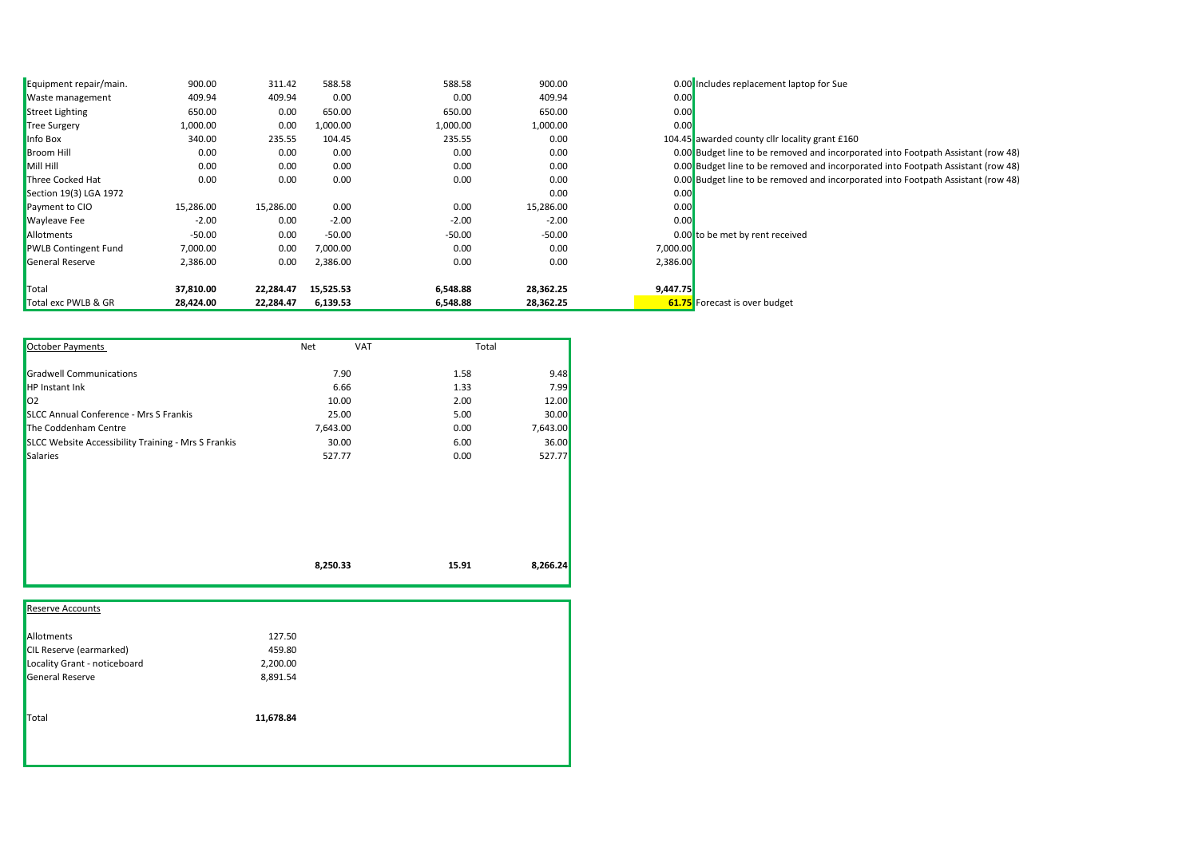| | | | | | | | |
|---|---|---|---|---|---|---|---|
| Equipment repair/main. | 900.00 | 311.42 | 588.58 | 588.58 | 900.00 | 0.00 | Includes replacement laptop for Sue |
| Waste management | 409.94 | 409.94 | 0.00 | 0.00 | 409.94 | 0.00 | |
| Street Lighting | 650.00 | 0.00 | 650.00 | 650.00 | 650.00 | 0.00 | |
| Tree Surgery | 1,000.00 | 0.00 | 1,000.00 | 1,000.00 | 1,000.00 | 0.00 | |
| Info Box | 340.00 | 235.55 | 104.45 | 235.55 | 0.00 | 104.45 | awarded county cllr locality grant £160 |
| Broom Hill | 0.00 | 0.00 | 0.00 | 0.00 | 0.00 | 0.00 | Budget line to be removed and incorporated into Footpath Assistant (row 48) |
| Mill Hill | 0.00 | 0.00 | 0.00 | 0.00 | 0.00 | 0.00 | Budget line to be removed and incorporated into Footpath Assistant (row 48) |
| Three Cocked Hat | 0.00 | 0.00 | 0.00 | 0.00 | 0.00 | 0.00 | Budget line to be removed and incorporated into Footpath Assistant (row 48) |
| Section 19(3) LGA 1972 | | | | | 0.00 | 0.00 | |
| Payment to CIO | 15,286.00 | 15,286.00 | 0.00 | 0.00 | 15,286.00 | 0.00 | |
| Wayleave Fee | -2.00 | 0.00 | -2.00 | -2.00 | -2.00 | 0.00 | |
| Allotments | -50.00 | 0.00 | -50.00 | -50.00 | -50.00 | 0.00 | to be met by rent received |
| PWLB Contingent Fund | 7,000.00 | 0.00 | 7,000.00 | 0.00 | 0.00 | 7,000.00 | |
| General Reserve | 2,386.00 | 0.00 | 2,386.00 | 0.00 | 0.00 | 2,386.00 | |
| | | | | | | | |
| Total | **37,810.00** | **22,284.47** | **15,525.53** | **6,548.88** | **28,362.25** | **9,447.75** | |
| Total exc PWLB & GR | **28,424.00** | **22,284.47** | **6,139.53** | **6,548.88** | **28,362.25** | **61.75** | Forecast is over budget |

| October Payments | Net | VAT | Total |
|---|---|---|---|
| Gradwell Communications | 7.90 | 1.58 | 9.48 |
| HP Instant Ink | 6.66 | 1.33 | 7.99 |
| O2 | 10.00 | 2.00 | 12.00 |
| SLCC Annual Conference - Mrs S Frankis | 25.00 | 5.00 | 30.00 |
| The Coddenham Centre | 7,643.00 | 0.00 | 7,643.00 |
| SLCC Website Accessibility Training - Mrs S Frankis | 30.00 | 6.00 | 36.00 |
| Salaries | 527.77 | 0.00 | 527.77 |
| | **8,250.33** | **15.91** | **8,266.24** |

| Reserve Accounts | |
|---|---|
| Allotments | 127.50 |
| CIL Reserve (earmarked) | 459.80 |
| Locality Grant - noticeboard | 2,200.00 |
| General Reserve | 8,891.54 |
| Total | **11,678.84** |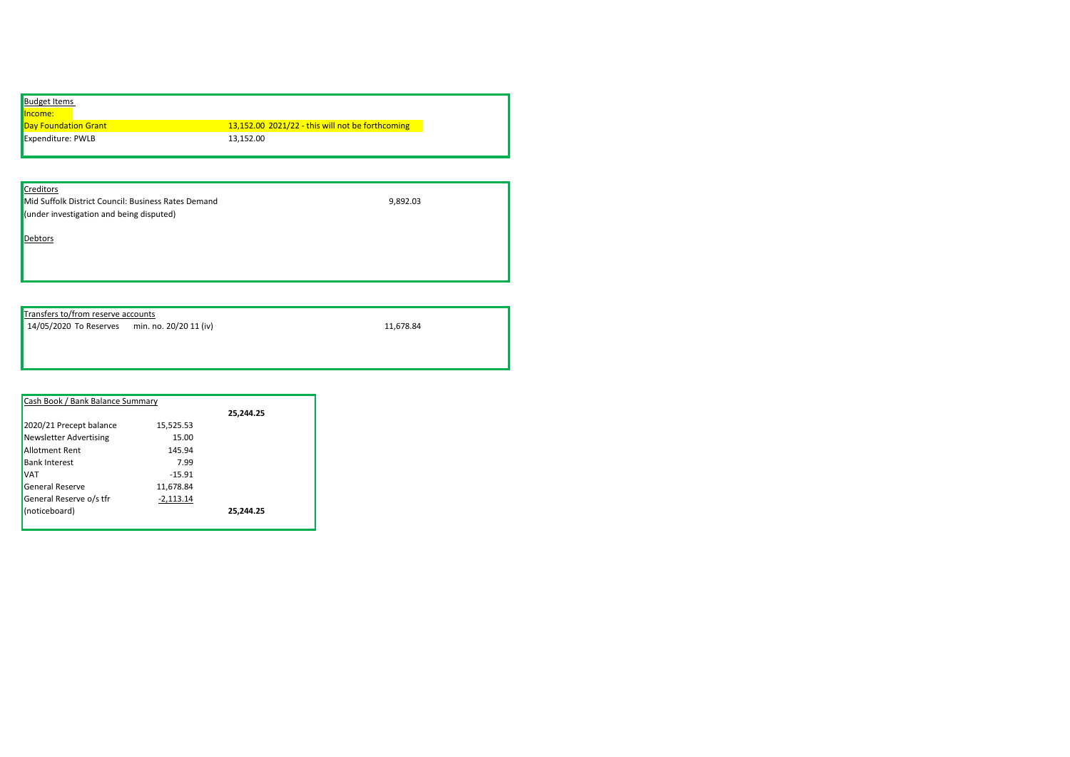| Budget Items | | |
|---|---|---|
| Income: | | |
| Day Foundation Grant | 13,152.00 | 2021/22 - this will not be forthcoming |
| Expenditure: PWLB | 13,152.00 | |

| Creditors | |
|---|---|
| Mid Suffolk District Council: Business Rates Demand | 9,892.03 |
| (under investigation and being disputed) | |
| | |
| Debtors | |

| Transfers to/from reserve accounts | | |
|---|---|---|
| 14/05/2020 To Reserves | min. no. 20/20 11 (iv) | 11,678.84 |

| Cash Book / Bank Balance Summary | | |
|---|---|---|
| | | **25,244.25** |
| 2020/21 Precept balance | 15,525.53 | |
| Newsletter Advertising | 15.00 | |
| Allotment Rent | 145.94 | |
| Bank Interest | 7.99 | |
| VAT | -15.91 | |
| General Reserve | 11,678.84 | |
| General Reserve o/s tfr | -2,113.14 | |
| (noticeboard) | | **25,244.25** |